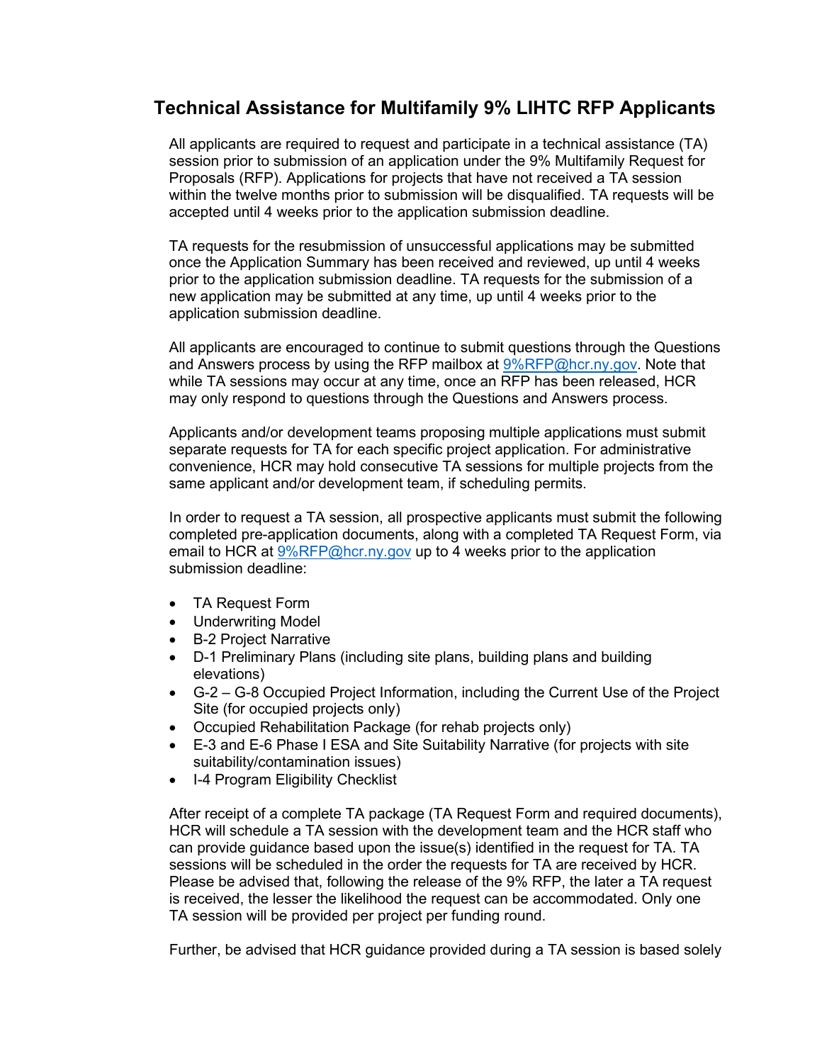# Technical Assistance for Multifamily 9% LIHTC RFP Applicants

All applicants are required to request and participate in a technical assistance (TA) session prior to submission of an application under the 9% Multifamily Request for Proposals (RFP). Applications for projects that have not received a TA session within the twelve months prior to submission will be disqualified. TA requests will be accepted until 4 weeks prior to the application submission deadline.

TA requests for the resubmission of unsuccessful applications may be submitted once the Application Summary has been received and reviewed, up until 4 weeks prior to the application submission deadline. TA requests for the submission of a new application may be submitted at any time, up until 4 weeks prior to the application submission deadline.

All applicants are encouraged to continue to submit questions through the Questions and Answers process by using the RFP mailbox at 9%RFP@hcr.ny.gov. Note that while TA sessions may occur at any time, once an RFP has been released, HCR may only respond to questions through the Questions and Answers process.

Applicants and/or development teams proposing multiple applications must submit separate requests for TA for each specific project application. For administrative convenience, HCR may hold consecutive TA sessions for multiple projects from the same applicant and/or development team, if scheduling permits.

In order to request a TA session, all prospective applicants must submit the following completed pre-application documents, along with a completed TA Request Form, via email to HCR at 9%RFP@hcr.ny.gov up to 4 weeks prior to the application submission deadline:

- TA Request Form
- Underwriting Model
- B-2 Project Narrative
- D-1 Preliminary Plans (including site plans, building plans and building elevations)
- G-2 – G-8 Occupied Project Information, including the Current Use of the Project Site (for occupied projects only)
- Occupied Rehabilitation Package (for rehab projects only)
- E-3 and E-6 Phase I ESA and Site Suitability Narrative (for projects with site suitability/contamination issues)
- I-4 Program Eligibility Checklist

After receipt of a complete TA package (TA Request Form and required documents), HCR will schedule a TA session with the development team and the HCR staff who can provide guidance based upon the issue(s) identified in the request for TA. TA sessions will be scheduled in the order the requests for TA are received by HCR. Please be advised that, following the release of the 9% RFP, the later a TA request is received, the lesser the likelihood the request can be accommodated. Only one TA session will be provided per project per funding round.

Further, be advised that HCR guidance provided during a TA session is based solely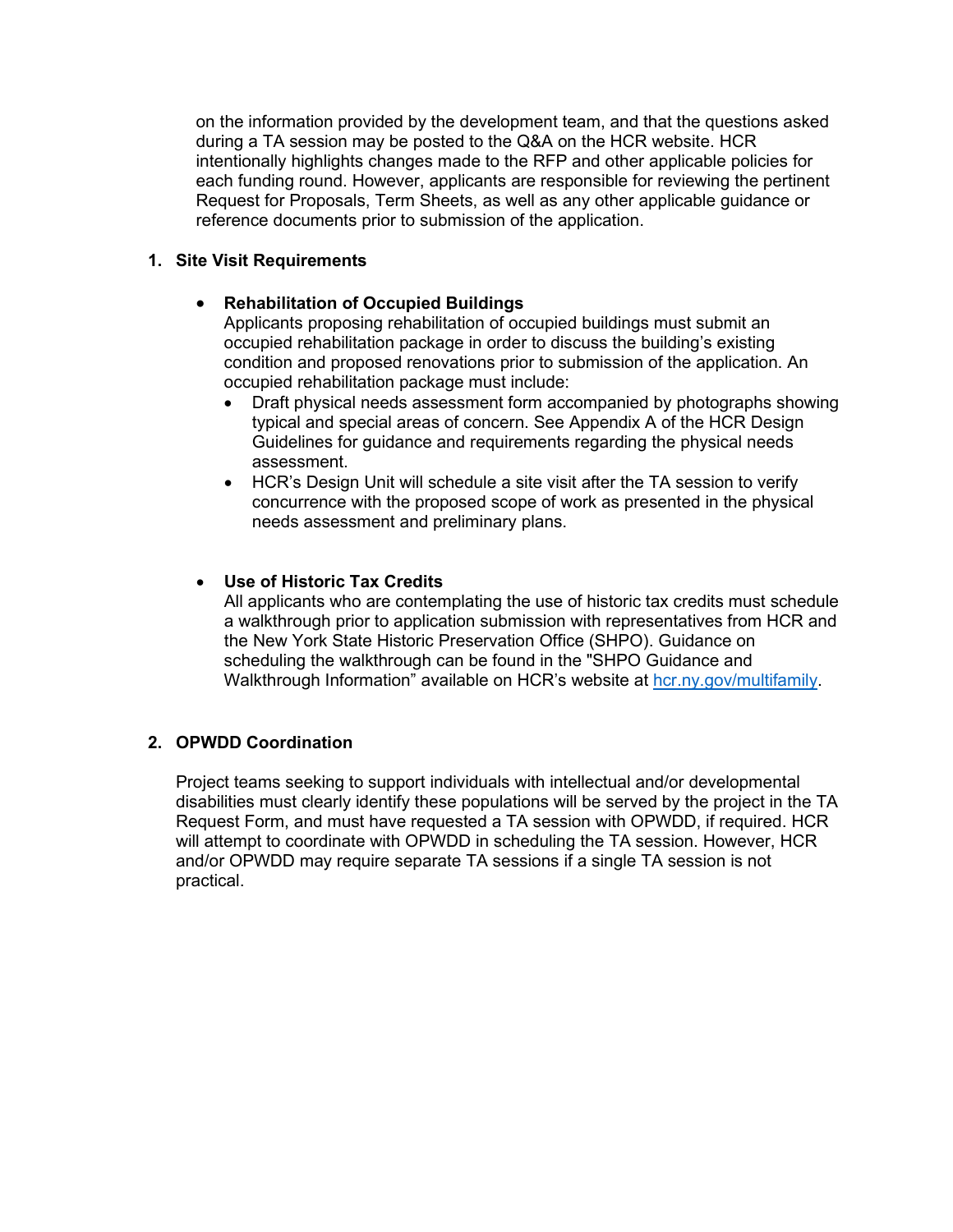on the information provided by the development team, and that the questions asked during a TA session may be posted to the Q&A on the HCR website. HCR intentionally highlights changes made to the RFP and other applicable policies for each funding round. However, applicants are responsible for reviewing the pertinent Request for Proposals, Term Sheets, as well as any other applicable guidance or reference documents prior to submission of the application.

1. **Site Visit Requirements**

   - **Rehabilitation of Occupied Buildings**
     Applicants proposing rehabilitation of occupied buildings must submit an occupied rehabilitation package in order to discuss the building's existing condition and proposed renovations prior to submission of the application. An occupied rehabilitation package must include:
     - Draft physical needs assessment form accompanied by photographs showing typical and special areas of concern. See Appendix A of the HCR Design Guidelines for guidance and requirements regarding the physical needs assessment.
     - HCR's Design Unit will schedule a site visit after the TA session to verify concurrence with the proposed scope of work as presented in the physical needs assessment and preliminary plans.

   - **Use of Historic Tax Credits**
     All applicants who are contemplating the use of historic tax credits must schedule a walkthrough prior to application submission with representatives from HCR and the New York State Historic Preservation Office (SHPO). Guidance on scheduling the walkthrough can be found in the "SHPO Guidance and Walkthrough Information" available on HCR's website at hcr.ny.gov/multifamily.

2. **OPWDD Coordination**

   Project teams seeking to support individuals with intellectual and/or developmental disabilities must clearly identify these populations will be served by the project in the TA Request Form, and must have requested a TA session with OPWDD, if required. HCR will attempt to coordinate with OPWDD in scheduling the TA session. However, HCR and/or OPWDD may require separate TA sessions if a single TA session is not practical.